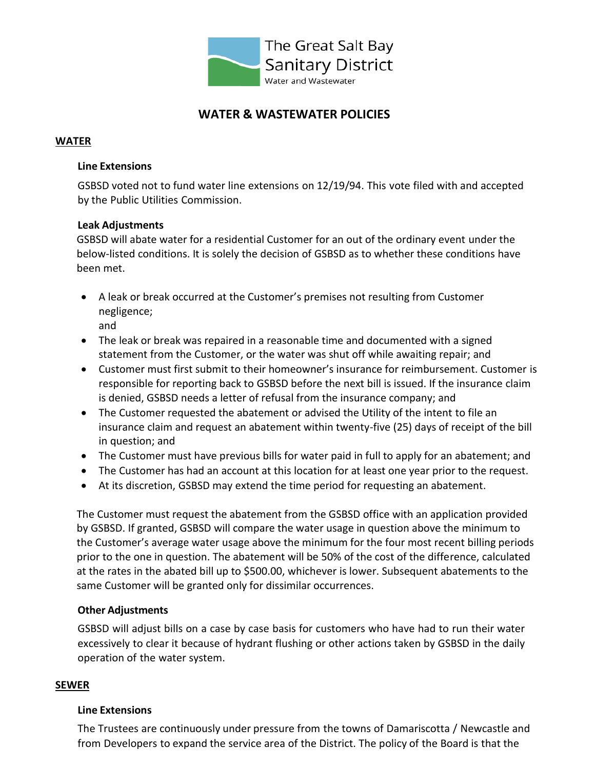The Great Salt Bay Sanitary District

Water and Wastewater

# WATER & WASTEWATER POLICIES

## WATER

### Line Extensions

GSBSD voted not to fund water line extensions on 12/19/94. This vote filed with and accepted by the Public Utilities Commission.

### Leak Adjustments

GSBSD will abate water for a residential Customer for an out of the ordinary event under the below-listed conditions. It is solely the decision of GSBSD as to whether these conditions have been met.

- A leak or break occurred at the Customer's premises not resulting from Customer negligence;
  and
- The leak or break was repaired in a reasonable time and documented with a signed statement from the Customer, or the water was shut off while awaiting repair; and
- Customer must first submit to their homeowner's insurance for reimbursement. Customer is responsible for reporting back to GSBSD before the next bill is issued. If the insurance claim is denied, GSBSD needs a letter of refusal from the insurance company; and
- The Customer requested the abatement or advised the Utility of the intent to file an insurance claim and request an abatement within twenty-five (25) days of receipt of the bill in question; and
- The Customer must have previous bills for water paid in full to apply for an abatement; and
- The Customer has had an account at this location for at least one year prior to the request.
- At its discretion, GSBSD may extend the time period for requesting an abatement.

The Customer must request the abatement from the GSBSD office with an application provided by GSBSD. If granted, GSBSD will compare the water usage in question above the minimum to the Customer's average water usage above the minimum for the four most recent billing periods prior to the one in question. The abatement will be 50% of the cost of the difference, calculated at the rates in the abated bill up to $500.00, whichever is lower. Subsequent abatements to the same Customer will be granted only for dissimilar occurrences.

### Other Adjustments

GSBSD will adjust bills on a case by case basis for customers who have had to run their water excessively to clear it because of hydrant flushing or other actions taken by GSBSD in the daily operation of the water system.

## SEWER

### Line Extensions

The Trustees are continuously under pressure from the towns of Damariscotta / Newcastle and from Developers to expand the service area of the District. The policy of the Board is that the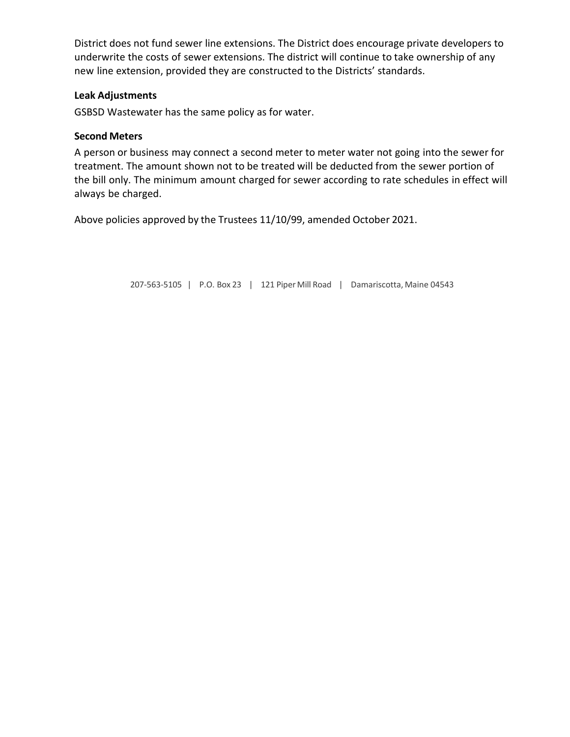District does not fund sewer line extensions. The District does encourage private developers to underwrite the costs of sewer extensions. The district will continue to take ownership of any new line extension, provided they are constructed to the Districts' standards.

**Leak Adjustments**

GSBSD Wastewater has the same policy as for water.

**Second Meters**

A person or business may connect a second meter to meter water not going into the sewer for treatment. The amount shown not to be treated will be deducted from the sewer portion of the bill only. The minimum amount charged for sewer according to rate schedules in effect will always be charged.

Above policies approved by the Trustees 11/10/99, amended October 2021.